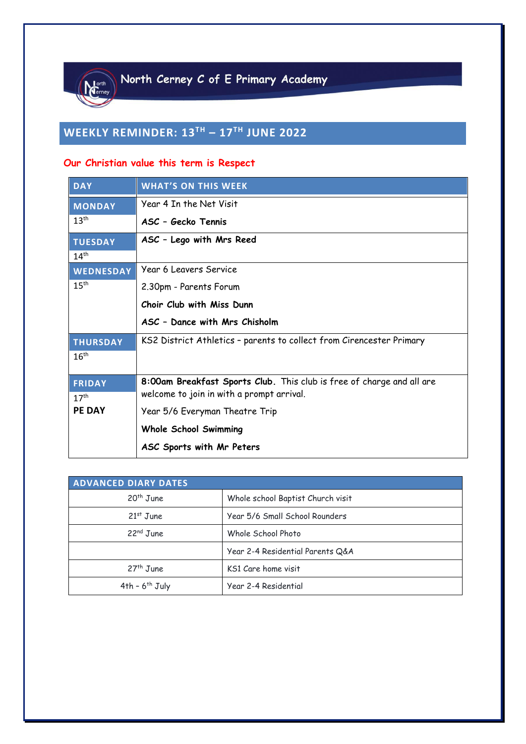# North Cerney C of E Primary Academy

## WEEKLY REMINDER: 13TH – 17TH JUNE 2022

**Our Christian value this term is Respect**

| DAY | WHAT'S ON THIS WEEK |
|---|---|
| **MONDAY** 13th | Year 4 In the Net Visit<br>**ASC – Gecko Tennis** |
| **TUESDAY** 14th | **ASC – Lego with Mrs Reed** |
| **WEDNESDAY** 15th | Year 6 Leavers Service<br>2.30pm - Parents Forum<br>**Choir Club with Miss Dunn**<br>**ASC – Dance with Mrs Chisholm** |
| **THURSDAY** 16th | KS2 District Athletics – parents to collect from Cirencester Primary |
| **FRIDAY** 17th **PE DAY** | **8:00am Breakfast Sports Club.** This club is free of charge and all are welcome to join in with a prompt arrival.<br>Year 5/6 Everyman Theatre Trip<br>**Whole School Swimming**<br>**ASC Sports with Mr Peters** |

| ADVANCED DIARY DATES | |
|---|---|
| 20th June | Whole school Baptist Church visit |
| 21st June | Year 5/6 Small School Rounders |
| 22nd June | Whole School Photo |
| | Year 2-4 Residential Parents Q&A |
| 27th June | KS1 Care home visit |
| 4th - 6th July | Year 2-4 Residential |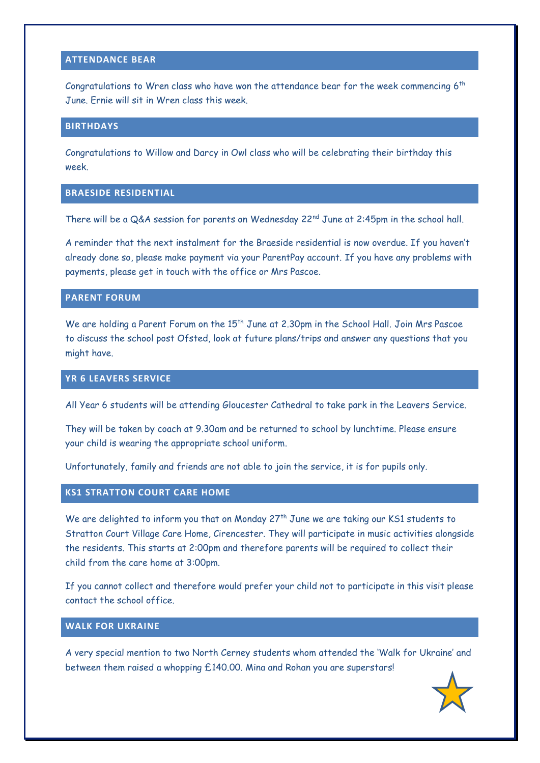## ATTENDANCE BEAR

Congratulations to Wren class who have won the attendance bear for the week commencing 6th June. Ernie will sit in Wren class this week.

## BIRTHDAYS

Congratulations to Willow and Darcy in Owl class who will be celebrating their birthday this week.

## BRAESIDE RESIDENTIAL

There will be a Q&A session for parents on Wednesday 22nd June at 2:45pm in the school hall.

A reminder that the next instalment for the Braeside residential is now overdue. If you haven't already done so, please make payment via your ParentPay account. If you have any problems with payments, please get in touch with the office or Mrs Pascoe.

## PARENT FORUM

We are holding a Parent Forum on the 15th June at 2.30pm in the School Hall. Join Mrs Pascoe to discuss the school post Ofsted, look at future plans/trips and answer any questions that you might have.

## YR 6 LEAVERS SERVICE

All Year 6 students will be attending Gloucester Cathedral to take park in the Leavers Service.

They will be taken by coach at 9.30am and be returned to school by lunchtime. Please ensure your child is wearing the appropriate school uniform.

Unfortunately, family and friends are not able to join the service, it is for pupils only.

## KS1 STRATTON COURT CARE HOME

We are delighted to inform you that on Monday 27th June we are taking our KS1 students to Stratton Court Village Care Home, Cirencester. They will participate in music activities alongside the residents. This starts at 2:00pm and therefore parents will be required to collect their child from the care home at 3:00pm.

If you cannot collect and therefore would prefer your child not to participate in this visit please contact the school office.

## WALK FOR UKRAINE

A very special mention to two North Cerney students whom attended the 'Walk for Ukraine' and between them raised a whopping £140.00. Mina and Rohan you are superstars!